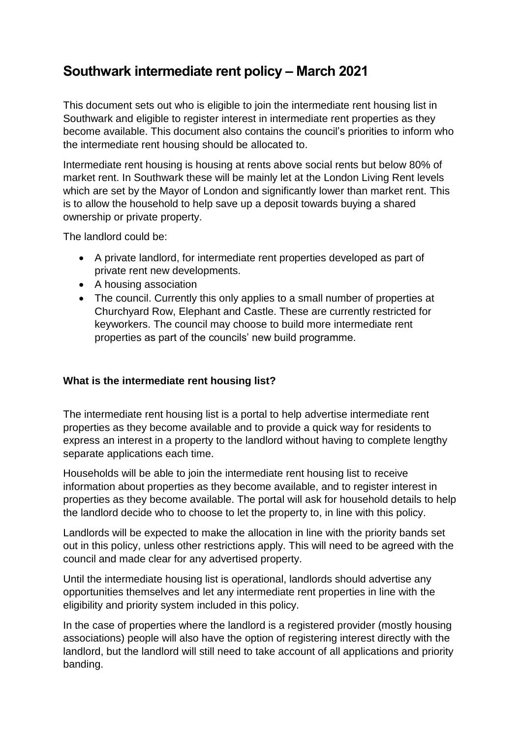# Southwark intermediate rent policy – March 2021

This document sets out who is eligible to join the intermediate rent housing list in Southwark and eligible to register interest in intermediate rent properties as they become available. This document also contains the council's priorities to inform who the intermediate rent housing should be allocated to.

Intermediate rent housing is housing at rents above social rents but below 80% of market rent. In Southwark these will be mainly let at the London Living Rent levels which are set by the Mayor of London and significantly lower than market rent. This is to allow the household to help save up a deposit towards buying a shared ownership or private property.

The landlord could be:

- A private landlord, for intermediate rent properties developed as part of private rent new developments.
- A housing association
- The council. Currently this only applies to a small number of properties at Churchyard Row, Elephant and Castle. These are currently restricted for keyworkers. The council may choose to build more intermediate rent properties as part of the councils' new build programme.

**What is the intermediate rent housing list?**

The intermediate rent housing list is a portal to help advertise intermediate rent properties as they become available and to provide a quick way for residents to express an interest in a property to the landlord without having to complete lengthy separate applications each time.

Households will be able to join the intermediate rent housing list to receive information about properties as they become available, and to register interest in properties as they become available. The portal will ask for household details to help the landlord decide who to choose to let the property to, in line with this policy.

Landlords will be expected to make the allocation in line with the priority bands set out in this policy, unless other restrictions apply. This will need to be agreed with the council and made clear for any advertised property.

Until the intermediate housing list is operational, landlords should advertise any opportunities themselves and let any intermediate rent properties in line with the eligibility and priority system included in this policy.

In the case of properties where the landlord is a registered provider (mostly housing associations) people will also have the option of registering interest directly with the landlord, but the landlord will still need to take account of all applications and priority banding.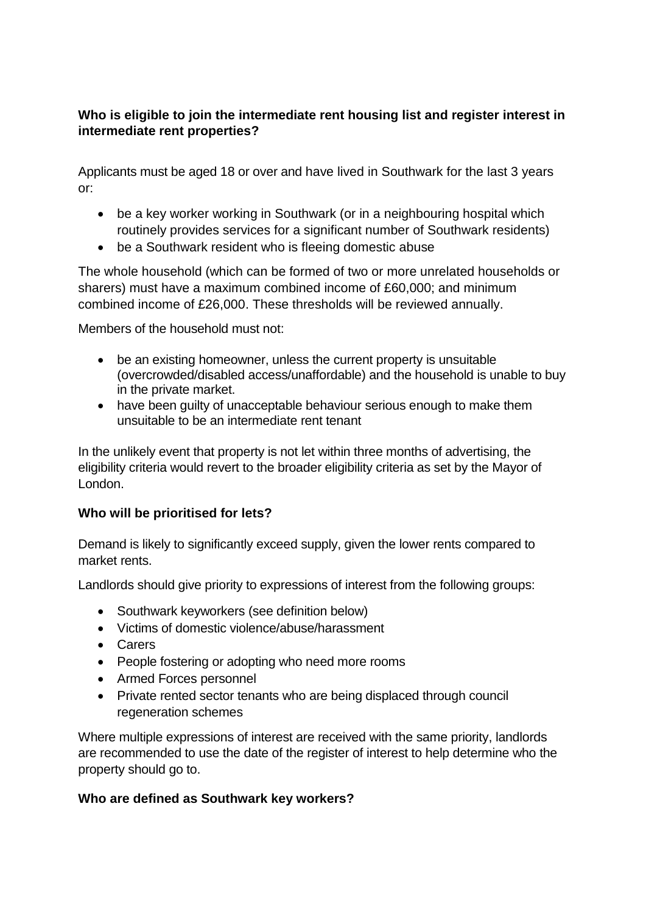**Who is eligible to join the intermediate rent housing list and register interest in intermediate rent properties?**

Applicants must be aged 18 or over and have lived in Southwark for the last 3 years or:

- be a key worker working in Southwark (or in a neighbouring hospital which routinely provides services for a significant number of Southwark residents)
- be a Southwark resident who is fleeing domestic abuse

The whole household (which can be formed of two or more unrelated households or sharers) must have a maximum combined income of £60,000; and minimum combined income of £26,000. These thresholds will be reviewed annually.

Members of the household must not:

- be an existing homeowner, unless the current property is unsuitable (overcrowded/disabled access/unaffordable) and the household is unable to buy in the private market.
- have been guilty of unacceptable behaviour serious enough to make them unsuitable to be an intermediate rent tenant

In the unlikely event that property is not let within three months of advertising, the eligibility criteria would revert to the broader eligibility criteria as set by the Mayor of London.

**Who will be prioritised for lets?**

Demand is likely to significantly exceed supply, given the lower rents compared to market rents.

Landlords should give priority to expressions of interest from the following groups:

- Southwark keyworkers (see definition below)
- Victims of domestic violence/abuse/harassment
- Carers
- People fostering or adopting who need more rooms
- Armed Forces personnel
- Private rented sector tenants who are being displaced through council regeneration schemes

Where multiple expressions of interest are received with the same priority, landlords are recommended to use the date of the register of interest to help determine who the property should go to.

**Who are defined as Southwark key workers?**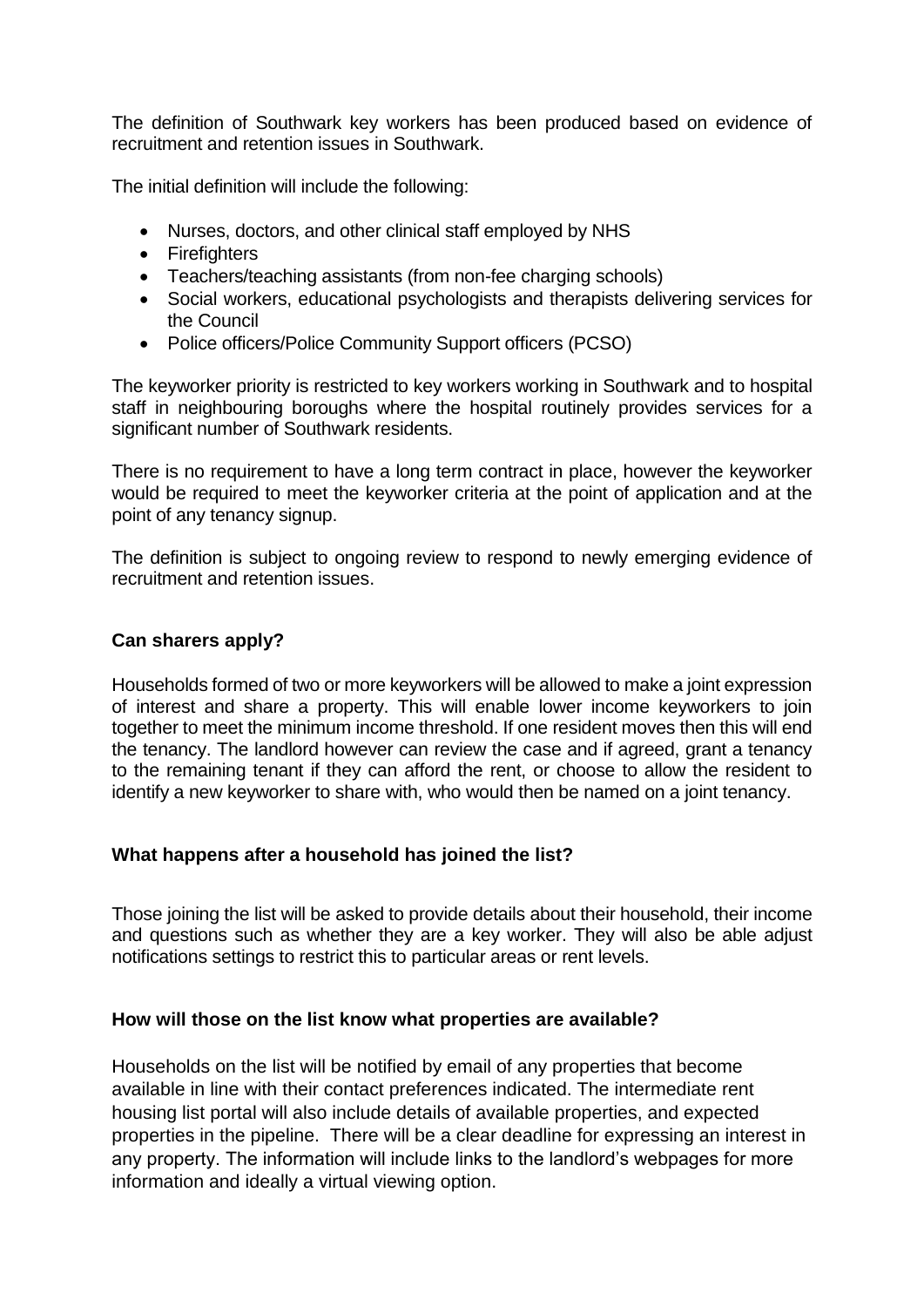The definition of Southwark key workers has been produced based on evidence of recruitment and retention issues in Southwark.

The initial definition will include the following:

- Nurses, doctors, and other clinical staff employed by NHS
- Firefighters
- Teachers/teaching assistants (from non-fee charging schools)
- Social workers, educational psychologists and therapists delivering services for the Council
- Police officers/Police Community Support officers (PCSO)

The keyworker priority is restricted to key workers working in Southwark and to hospital staff in neighbouring boroughs where the hospital routinely provides services for a significant number of Southwark residents.

There is no requirement to have a long term contract in place, however the keyworker would be required to meet the keyworker criteria at the point of application and at the point of any tenancy signup.

The definition is subject to ongoing review to respond to newly emerging evidence of recruitment and retention issues.

### Can sharers apply?

Households formed of two or more keyworkers will be allowed to make a joint expression of interest and share a property. This will enable lower income keyworkers to join together to meet the minimum income threshold. If one resident moves then this will end the tenancy. The landlord however can review the case and if agreed, grant a tenancy to the remaining tenant if they can afford the rent, or choose to allow the resident to identify a new keyworker to share with, who would then be named on a joint tenancy.

### What happens after a household has joined the list?

Those joining the list will be asked to provide details about their household, their income and questions such as whether they are a key worker. They will also be able adjust notifications settings to restrict this to particular areas or rent levels.

### How will those on the list know what properties are available?

Households on the list will be notified by email of any properties that become available in line with their contact preferences indicated. The intermediate rent housing list portal will also include details of available properties, and expected properties in the pipeline. There will be a clear deadline for expressing an interest in any property. The information will include links to the landlord's webpages for more information and ideally a virtual viewing option.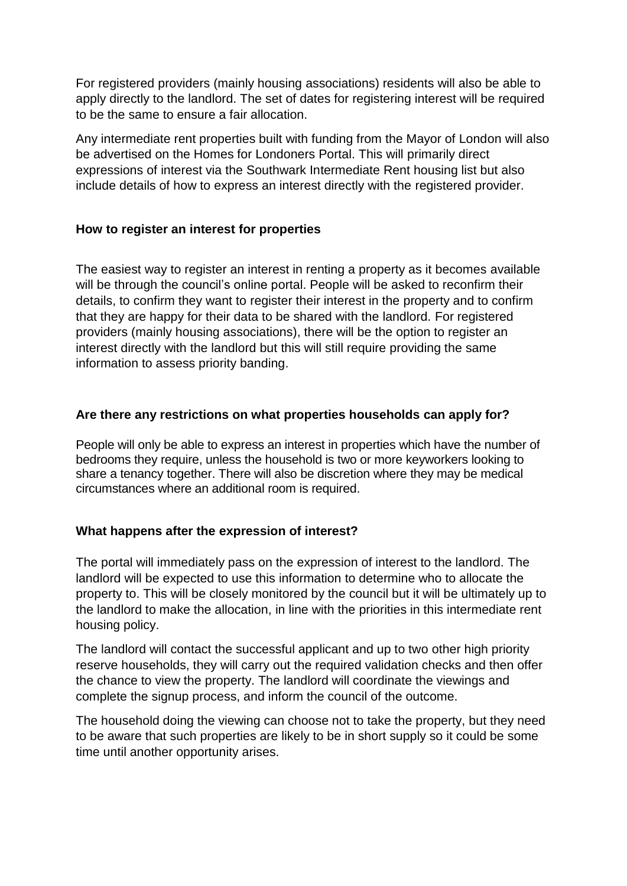For registered providers (mainly housing associations) residents will also be able to apply directly to the landlord. The set of dates for registering interest will be required to be the same to ensure a fair allocation.

Any intermediate rent properties built with funding from the Mayor of London will also be advertised on the Homes for Londoners Portal. This will primarily direct expressions of interest via the Southwark Intermediate Rent housing list but also include details of how to express an interest directly with the registered provider.

**How to register an interest for properties**

The easiest way to register an interest in renting a property as it becomes available will be through the council's online portal. People will be asked to reconfirm their details, to confirm they want to register their interest in the property and to confirm that they are happy for their data to be shared with the landlord. For registered providers (mainly housing associations), there will be the option to register an interest directly with the landlord but this will still require providing the same information to assess priority banding.

**Are there any restrictions on what properties households can apply for?**

People will only be able to express an interest in properties which have the number of bedrooms they require, unless the household is two or more keyworkers looking to share a tenancy together. There will also be discretion where they may be medical circumstances where an additional room is required.

**What happens after the expression of interest?**

The portal will immediately pass on the expression of interest to the landlord. The landlord will be expected to use this information to determine who to allocate the property to. This will be closely monitored by the council but it will be ultimately up to the landlord to make the allocation, in line with the priorities in this intermediate rent housing policy.

The landlord will contact the successful applicant and up to two other high priority reserve households, they will carry out the required validation checks and then offer the chance to view the property. The landlord will coordinate the viewings and complete the signup process, and inform the council of the outcome.

The household doing the viewing can choose not to take the property, but they need to be aware that such properties are likely to be in short supply so it could be some time until another opportunity arises.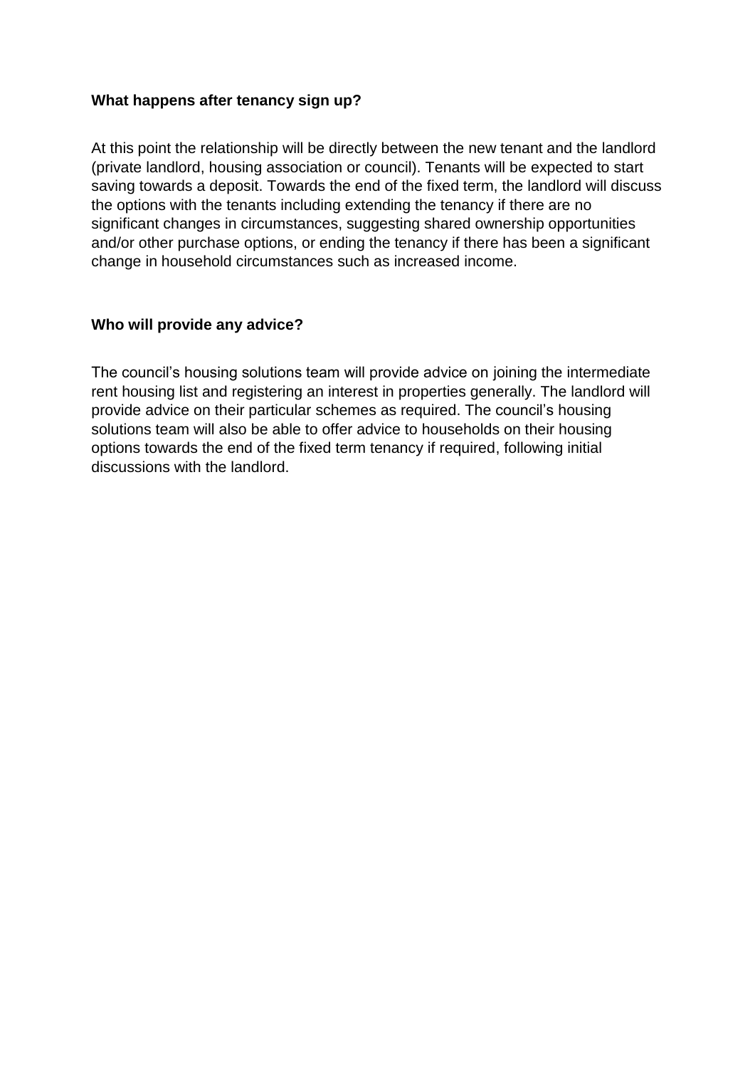**What happens after tenancy sign up?**

At this point the relationship will be directly between the new tenant and the landlord (private landlord, housing association or council). Tenants will be expected to start saving towards a deposit. Towards the end of the fixed term, the landlord will discuss the options with the tenants including extending the tenancy if there are no significant changes in circumstances, suggesting shared ownership opportunities and/or other purchase options, or ending the tenancy if there has been a significant change in household circumstances such as increased income.

**Who will provide any advice?**

The council's housing solutions team will provide advice on joining the intermediate rent housing list and registering an interest in properties generally. The landlord will provide advice on their particular schemes as required. The council's housing solutions team will also be able to offer advice to households on their housing options towards the end of the fixed term tenancy if required, following initial discussions with the landlord.